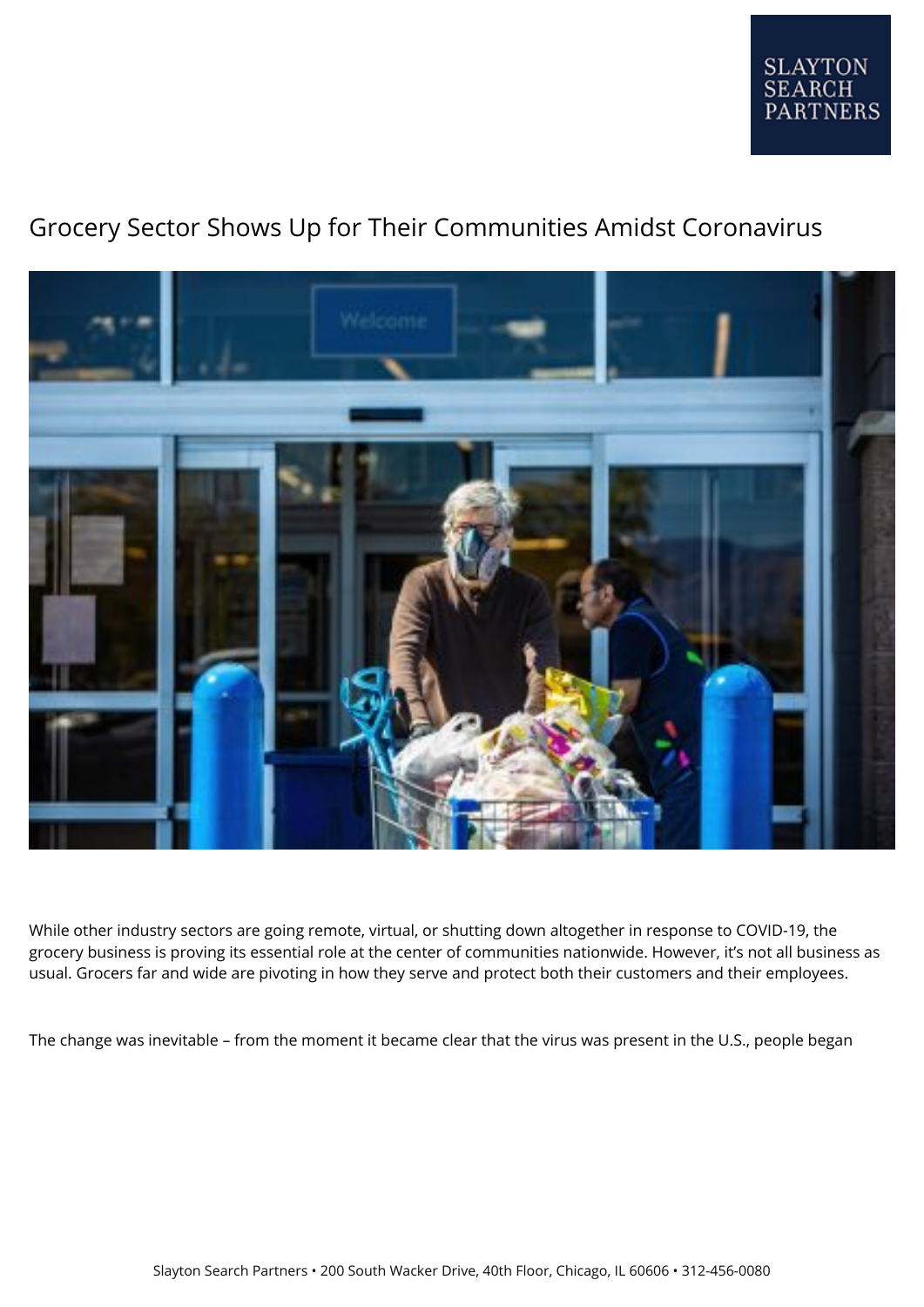# Grocery Sector Shows Up for Their Communities Amidst Coronavirus

While other industry sectors are going remote, virtual, or shutting down altogether in response to COVID-19, the grocery business is proving its essential role at the center of communities nationwide. However, it's not all business as usual. Grocers far and wide are pivoting in how they serve and protect both their customers and their employees.

The change was inevitable – from the moment it became clear that the virus was present in the U.S., people began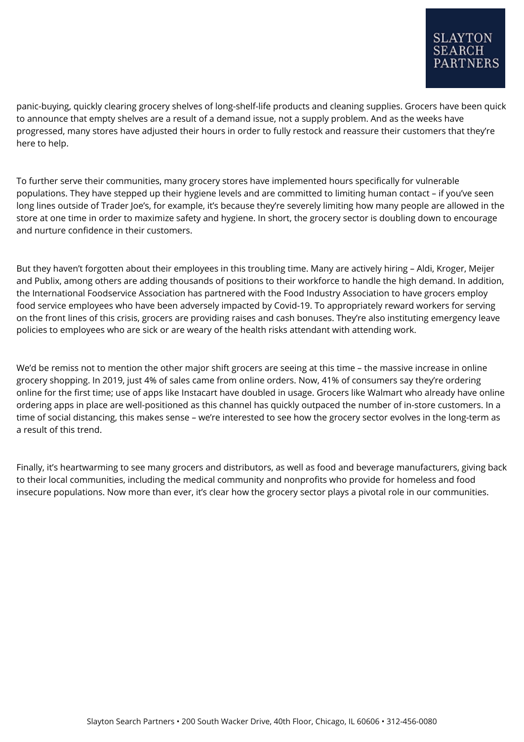panic-buying, quickly clearing grocery shelves of long-shelf-life products and cleaning supplies. Grocers have been quick to announce that empty shelves are a result of a demand issue, not a supply problem. And as the weeks have progressed, many stores have adjusted their hours in order to fully restock and reassure their customers that they're here to help.

To further serve their communities, many grocery stores have implemented hours specifically for vulnerable populations. They have stepped up their hygiene levels and are committed to limiting human contact – if you've seen long lines outside of Trader Joe's, for example, it's because they're severely limiting how many people are allowed in the store at one time in order to maximize safety and hygiene. In short, the grocery sector is doubling down to encourage and nurture confidence in their customers.

But they haven't forgotten about their employees in this troubling time. Many are actively hiring – Aldi, Kroger, Meijer and Publix, among others are adding thousands of positions to their workforce to handle the high demand. In addition, the International Foodservice Association has partnered with the Food Industry Association to have grocers employ food service employees who have been adversely impacted by Covid-19. To appropriately reward workers for serving on the front lines of this crisis, grocers are providing raises and cash bonuses. They're also instituting emergency leave policies to employees who are sick or are weary of the health risks attendant with attending work.

We'd be remiss not to mention the other major shift grocers are seeing at this time – the massive increase in online grocery shopping. In 2019, just 4% of sales came from online orders. Now, 41% of consumers say they're ordering online for the first time; use of apps like Instacart have doubled in usage. Grocers like Walmart who already have online ordering apps in place are well-positioned as this channel has quickly outpaced the number of in-store customers. In a time of social distancing, this makes sense – we're interested to see how the grocery sector evolves in the long-term as a result of this trend.

Finally, it's heartwarming to see many grocers and distributors, as well as food and beverage manufacturers, giving back to their local communities, including the medical community and nonprofits who provide for homeless and food insecure populations. Now more than ever, it's clear how the grocery sector plays a pivotal role in our communities.